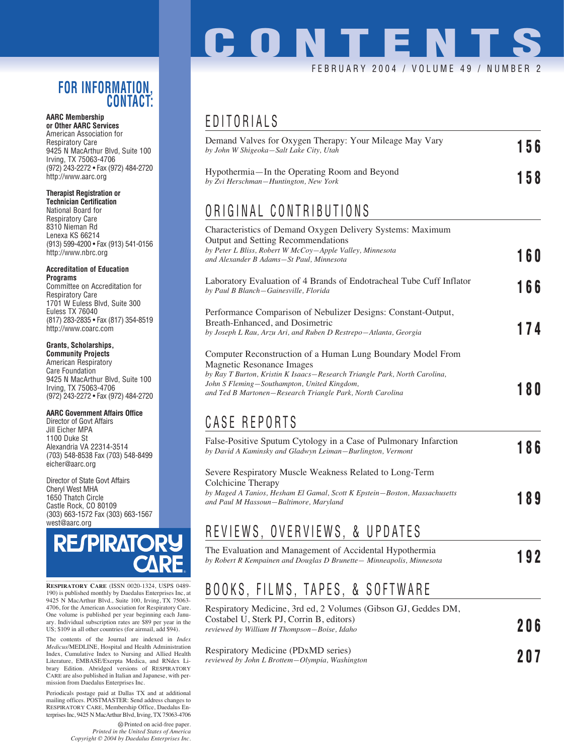# CONTENTS

FEBRUARY 2004 / VOLUME 49 / NUMBER 2

## EDITORIALS

Demand Valves for Oxygen Therapy: Your Mileage May Vary
*by John W Shigeoka—Salt Lake City, Utah* **156**

Hypothermia—In the Operating Room and Beyond
*by Zvi Herschman—Huntington, New York* **158**

## ORIGINAL CONTRIBUTIONS

Characteristics of Demand Oxygen Delivery Systems: Maximum Output and Setting Recommendations
*by Peter L Bliss, Robert W McCoy—Apple Valley, Minnesota and Alexander B Adams—St Paul, Minnesota* **160**

Laboratory Evaluation of 4 Brands of Endotracheal Tube Cuff Inflator
*by Paul B Blanch—Gainesville, Florida* **166**

Performance Comparison of Nebulizer Designs: Constant-Output, Breath-Enhanced, and Dosimetric
*by Joseph L Rau, Arzu Ari, and Ruben D Restrepo—Atlanta, Georgia* **174**

Computer Reconstruction of a Human Lung Boundary Model From Magnetic Resonance Images
*by Ray T Burton, Kristin K Isaacs—Research Triangle Park, North Carolina, John S Fleming—Southampton, United Kingdom, and Ted B Martonen—Research Triangle Park, North Carolina* **180**

## CASE REPORTS

False-Positive Sputum Cytology in a Case of Pulmonary Infarction
*by David A Kaminsky and Gladwyn Leiman—Burlington, Vermont* **186**

Severe Respiratory Muscle Weakness Related to Long-Term Colchicine Therapy
*by Maged A Tanios, Hesham El Gamal, Scott K Epstein—Boston, Massachusetts and Paul M Hassoun—Baltimore, Maryland* **189**

## REVIEWS, OVERVIEWS, & UPDATES

The Evaluation and Management of Accidental Hypothermia
*by Robert R Kempainen and Douglas D Brunette— Minneapolis, Minnesota* **192**

## BOOKS, FILMS, TAPES, & SOFTWARE

Respiratory Medicine, 3rd ed, 2 Volumes (Gibson GJ, Geddes DM, Costabel U, Sterk PJ, Corrin B, editors)
*reviewed by William H Thompson—Boise, Idaho* **206**

Respiratory Medicine (PDxMD series)
*reviewed by John L Brottem—Olympia, Washington* **207**

## FOR INFORMATION, CONTACT:

**AARC Membership or Other AARC Services**
American Association for Respiratory Care
9425 N MacArthur Blvd, Suite 100
Irving, TX 75063-4706
(972) 243-2272 • Fax (972) 484-2720
http://www.aarc.org

**Therapist Registration or Technician Certification**
National Board for Respiratory Care
8310 Nieman Rd
Lenexa KS 66214
(913) 599-4200 • Fax (913) 541-0156
http://www.nbrc.org

**Accreditation of Education Programs**
Committee on Accreditation for Respiratory Care
1701 W Euless Blvd, Suite 300
Euless TX 76040
(817) 283-2835 • Fax (817) 354-8519
http://www.coarc.com

**Grants, Scholarships, Community Projects**
American Respiratory Care Foundation
9425 N MacArthur Blvd, Suite 100
Irving, TX 75063-4706
(972) 243-2272 • Fax (972) 484-2720

**AARC Government Affairs Office**
Director of Govt Affairs
Jill Eicher MPA
1100 Duke St
Alexandria VA 22314-3514
(703) 548-8538 Fax (703) 548-8499
eicher@aarc.org

Director of State Govt Affairs
Cheryl West MHA
1650 Thatch Circle
Castle Rock, CO 80109
(303) 663-1572 Fax (303) 663-1567
west@aarc.org

RESPIRATORY CARE

RESPIRATORY CARE (ISSN 0020-1324, USPS 0489-190) is published monthly by Daedalus Enterprises Inc, at 9425 N MacArthur Blvd., Suite 100, Irving, TX 75063-4706, for the American Association for Respiratory Care. One volume is published per year beginning each January. Individual subscription rates are $89 per year in the US; $109 in all other countries (for airmail, add $94).

The contents of the Journal are indexed in *Index Medicus*/MEDLINE, Hospital and Health Administration Index, Cumulative Index to Nursing and Allied Health Literature, EMBASE/Exerpta Medica, and RNdex Library Edition. Abridged versions of RESPIRATORY CARE are also published in Italian and Japanese, with permission from Daedalus Enterprises Inc.

Periodicals postage paid at Dallas TX and at additional mailing offices. POSTMASTER: Send address changes to RESPIRATORY CARE, Membership Office, Daedalus Enterprises Inc, 9425 N MacArthur Blvd, Irving, TX 75063-4706

Printed on acid-free paper.
*Printed in the United States of America*
*Copyright © 2004 by Daedalus Enterprises Inc.*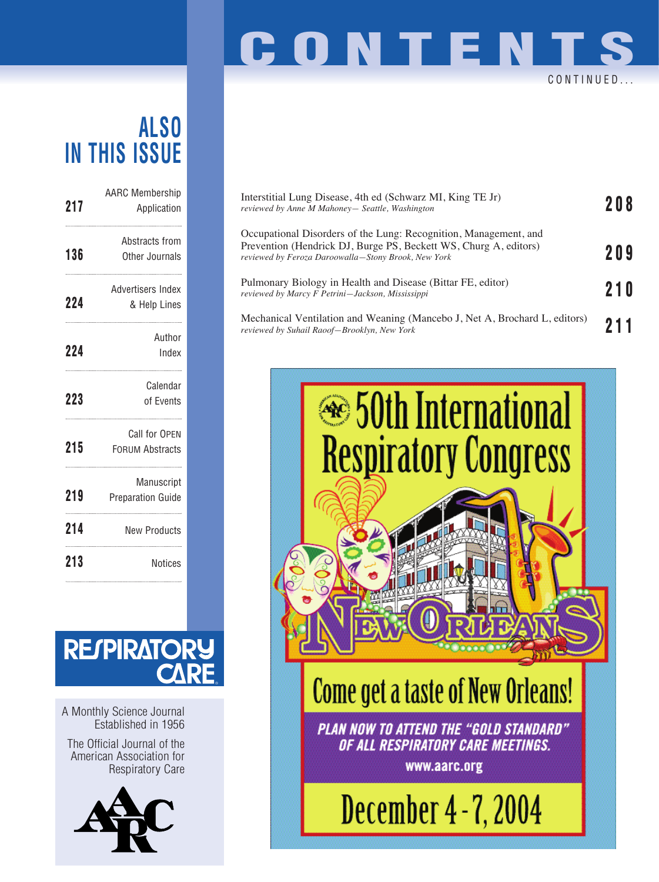# CONTENTS

CONTINUED...

Interstitial Lung Disease, 4th ed (Schwarz MI, King TE Jr)
*reviewed by Anne M Mahoney— Seattle, Washington* **208**

Occupational Disorders of the Lung: Recognition, Management, and Prevention (Hendrick DJ, Burge PS, Beckett WS, Churg A, editors)
*reviewed by Feroza Daroowalla—Stony Brook, New York* **209**

Pulmonary Biology in Health and Disease (Bittar FE, editor)
*reviewed by Marcy F Petrini—Jackson, Mississippi* **210**

Mechanical Ventilation and Weaning (Mancebo J, Net A, Brochard L, editors)
*reviewed by Suhail Raoof—Brooklyn, New York* **211**

## ALSO IN THIS ISSUE

| | |
|---|---|
| 217 | AARC Membership Application |
| 136 | Abstracts from Other Journals |
| 224 | Advertisers Index & Help Lines |
| 224 | Author Index |
| 223 | Calendar of Events |
| 215 | Call for OPEN FORUM Abstracts |
| 219 | Manuscript Preparation Guide |
| 214 | New Products |
| 213 | Notices |

RESPIRATORY CARE

A Monthly Science Journal Established in 1956

The Official Journal of the American Association for Respiratory Care

50th International Respiratory Congress

NEW ORLEANS

Come get a taste of New Orleans!

PLAN NOW TO ATTEND THE "GOLD STANDARD" OF ALL RESPIRATORY CARE MEETINGS.

www.aarc.org

December 4 - 7, 2004